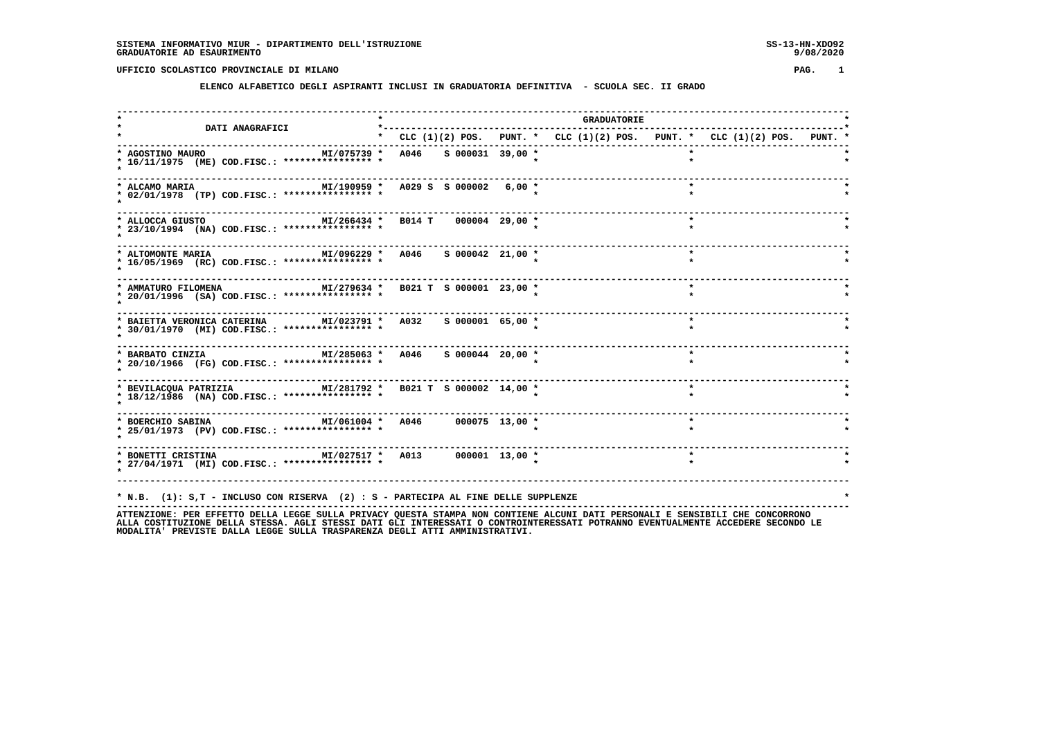SISTEMA INFORMATIVO MIUR - DIPARTIMENTO DELL'ISTRUZIONE
GRADUATORIE AD ESAURIMENTO

SS-13-HN-XDO92
9/08/2020

UFFICIO SCOLASTICO PROVINCIALE DI MILANO

**ELENCO ALFABETICO DEGLI ASPIRANTI INCLUSI IN GRADUATORIA DEFINITIVA - SCUOLA SEC. II GRADO**

| DATI ANAGRAFICI | | GRADUATORIE | | | | | | | | |
|---|---|---|---|---|---|---|---|---|---|---|
| | | CLC | (1)(2) POS. | PUNT. | CLC | (1)(2) POS. | PUNT. | CLC | (1)(2) POS. | PUNT. |
| AGOSTINO MAURO 16/11/1975 (ME) COD.FISC.: **************** | MI/075739 | A046 | S 000031 | 39,00 | | | | | | |
| ALCAMO MARIA 02/01/1978 (TP) COD.FISC.: **************** | MI/190959 | A029 | S S 000002 | 6,00 | | | | | | |
| ALLOCCA GIUSTO 23/10/1994 (NA) COD.FISC.: **************** | MI/266434 | B014 | T 000004 | 29,00 | | | | | | |
| ALTOMONTE MARIA 16/05/1969 (RC) COD.FISC.: **************** | MI/096229 | A046 | S 000042 | 21,00 | | | | | | |
| AMMATURO FILOMENA 20/01/1996 (SA) COD.FISC.: **************** | MI/279634 | B021 | T S 000001 | 23,00 | | | | | | |
| BAIETTA VERONICA CATERINA 30/01/1970 (MI) COD.FISC.: **************** | MI/023791 | A032 | S 000001 | 65,00 | | | | | | |
| BARBATO CINZIA 20/10/1966 (FG) COD.FISC.: **************** | MI/285063 | A046 | S 000044 | 20,00 | | | | | | |
| BEVILACQUA PATRIZIA 18/12/1986 (NA) COD.FISC.: **************** | MI/281792 | B021 | T S 000002 | 14,00 | | | | | | |
| BOERCHIO SABINA 25/01/1973 (PV) COD.FISC.: **************** | MI/061004 | A046 | 000075 | 13,00 | | | | | | |
| BONETTI CRISTINA 27/04/1971 (MI) COD.FISC.: **************** | MI/027517 | A013 | 000001 | 13,00 | | | | | | |

* N.B. (1): S,T - INCLUSO CON RISERVA (2) : S - PARTECIPA AL FINE DELLE SUPPLENZE

ATTENZIONE: PER EFFETTO DELLA LEGGE SULLA PRIVACY QUESTA STAMPA NON CONTIENE ALCUNI DATI PERSONALI E SENSIBILI CHE CONCORRONO ALLA COSTITUZIONE DELLA STESSA. AGLI STESSI DATI GLI INTERESSATI O CONTROINTERESSATI POTRANNO EVENTUALMENTE ACCEDERE SECONDO LE MODALITA' PREVISTE DALLA LEGGE SULLA TRASPARENZA DEGLI ATTI AMMINISTRATIVI.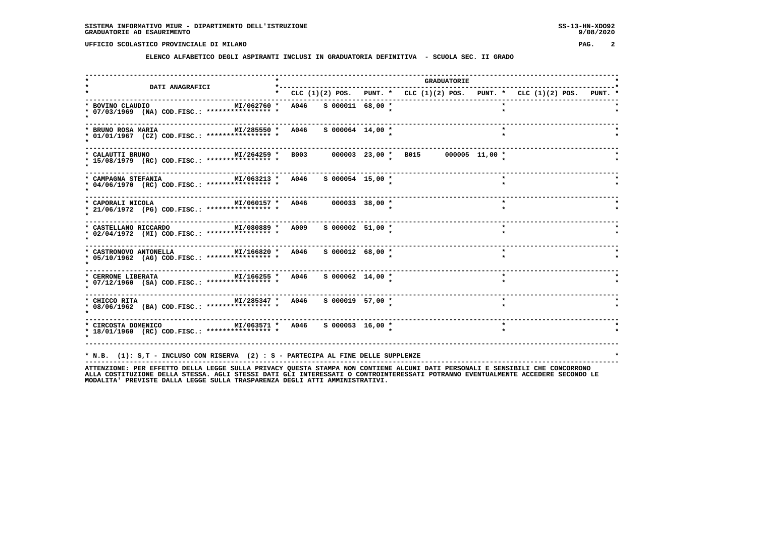## UFFICIO SCOLASTICO PROVINCIALE DI MILANO

### ELENCO ALFABETICO DEGLI ASPIRANTI INCLUSI IN GRADUATORIA DEFINITIVA - SCUOLA SEC. II GRADO

| DATI ANAGRAFICI | | GRADUATORIE | | | | | | | | |
|---|---|---|---|---|---|---|---|---|---|---|
| | | CLC | (1)(2) POS. | PUNT. | CLC | (1)(2) POS. | PUNT. | CLC | (1)(2) POS. | PUNT. |
| BOVINO CLAUDIO 07/03/1969 (NA) COD.FISC.: **************** | MI/062760 | A046 | S 000011 | 68,00 | | | | | | |
| BRUNO ROSA MARIA 01/01/1967 (CZ) COD.FISC.: **************** | MI/285550 | A046 | S 000064 | 14,00 | | | | | | |
| CALAUTTI BRUNO 15/08/1979 (RC) COD.FISC.: **************** | MI/264259 | B003 | 000003 | 23,00 | B015 | 000005 | 11,00 | | | |
| CAMPAGNA STEFANIA 04/06/1970 (RC) COD.FISC.: **************** | MI/063213 | A046 | S 000054 | 15,00 | | | | | | |
| CAPORALI NICOLA 21/06/1972 (PG) COD.FISC.: **************** | MI/060157 | A046 | 000033 | 38,00 | | | | | | |
| CASTELLANO RICCARDO 02/04/1972 (MI) COD.FISC.: **************** | MI/080889 | A009 | S 000002 | 51,00 | | | | | | |
| CASTRONOVO ANTONELLA 05/10/1962 (AG) COD.FISC.: **************** | MI/166820 | A046 | S 000012 | 68,00 | | | | | | |
| CERRONE LIBERATA 07/12/1960 (SA) COD.FISC.: **************** | MI/166255 | A046 | S 000062 | 14,00 | | | | | | |
| CHICCO RITA 08/06/1962 (BA) COD.FISC.: **************** | MI/285347 | A046 | S 000019 | 57,00 | | | | | | |
| CIRCOSTA DOMENICO 18/01/1960 (RC) COD.FISC.: **************** | MI/063571 | A046 | S 000053 | 16,00 | | | | | | |

* N.B. (1): S,T - INCLUSO CON RISERVA (2) : S - PARTECIPA AL FINE DELLE SUPPLENZE

ATTENZIONE: PER EFFETTO DELLA LEGGE SULLA PRIVACY QUESTA STAMPA NON CONTIENE ALCUNI DATI PERSONALI E SENSIBILI CHE CONCORRONO ALLA COSTITUZIONE DELLA STESSA. AGLI STESSI DATI GLI INTERESSATI O CONTROINTERESSATI POTRANNO EVENTUALMENTE ACCEDERE SECONDO LE MODALITA' PREVISTE DALLA LEGGE SULLA TRASPARENZA DEGLI ATTI AMMINISTRATIVI.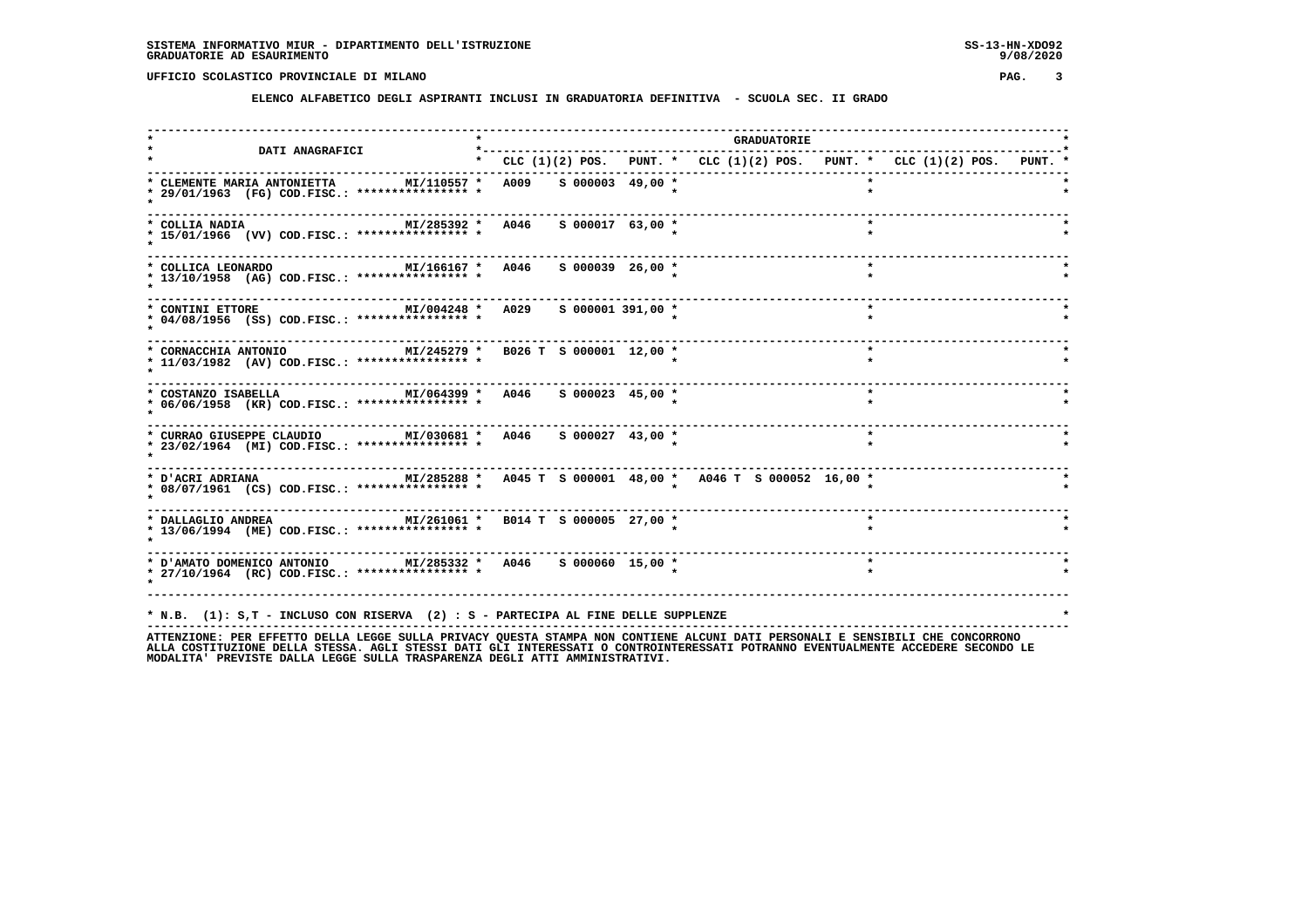SISTEMA INFORMATIVO MIUR - DIPARTIMENTO DELL'ISTRUZIONE
GRADUATORIE AD ESAURIMENTO

UFFICIO SCOLASTICO PROVINCIALE DI MILANO

**ELENCO ALFABETICO DEGLI ASPIRANTI INCLUSI IN GRADUATORIA DEFINITIVA - SCUOLA SEC. II GRADO**

| DATI ANAGRAFICI | | GRADUATORIE | | | | | | | | |
|---|---|---|---|---|---|---|---|---|---|---|
| | | CLC (1)(2) | POS. | PUNT. | CLC (1)(2) | POS. | PUNT. | CLC (1)(2) | POS. | PUNT. |
| CLEMENTE MARIA ANTONIETTA 29/01/1963 (FG) COD.FISC.: **************** | MI/110557 | A009 | S 000003 | 49,00 | | | | | | |
| COLLIA NADIA 15/01/1966 (VV) COD.FISC.: **************** | MI/285392 | A046 | S 000017 | 63,00 | | | | | | |
| COLLICA LEONARDO 13/10/1958 (AG) COD.FISC.: **************** | MI/166167 | A046 | S 000039 | 26,00 | | | | | | |
| CONTINI ETTORE 04/08/1956 (SS) COD.FISC.: **************** | MI/004248 | A029 | S 000001 | 391,00 | | | | | | |
| CORNACCHIA ANTONIO 11/03/1982 (AV) COD.FISC.: **************** | MI/245279 | B026 T | S 000001 | 12,00 | | | | | | |
| COSTANZO ISABELLA 06/06/1958 (KR) COD.FISC.: **************** | MI/064399 | A046 | S 000023 | 45,00 | | | | | | |
| CURRAO GIUSEPPE CLAUDIO 23/02/1964 (MI) COD.FISC.: **************** | MI/030681 | A046 | S 000027 | 43,00 | | | | | | |
| D'ACRI ADRIANA 08/07/1961 (CS) COD.FISC.: **************** | MI/285288 | A045 T | S 000001 | 48,00 | A046 T | S 000052 | 16,00 | | | |
| DALLAGLIO ANDREA 13/06/1994 (ME) COD.FISC.: **************** | MI/261061 | B014 T | S 000005 | 27,00 | | | | | | |
| D'AMATO DOMENICO ANTONIO 27/10/1964 (RC) COD.FISC.: **************** | MI/285332 | A046 | S 000060 | 15,00 | | | | | | |

* N.B. (1): S,T - INCLUSO CON RISERVA (2) : S - PARTECIPA AL FINE DELLE SUPPLENZE

ATTENZIONE: PER EFFETTO DELLA LEGGE SULLA PRIVACY QUESTA STAMPA NON CONTIENE ALCUNI DATI PERSONALI E SENSIBILI CHE CONCORRONO ALLA COSTITUZIONE DELLA STESSA. AGLI STESSI DATI GLI INTERESSATI O CONTROINTERESSATI POTRANNO EVENTUALMENTE ACCEDERE SECONDO LE MODALITA' PREVISTE DALLA LEGGE SULLA TRASPARENZA DEGLI ATTI AMMINISTRATIVI.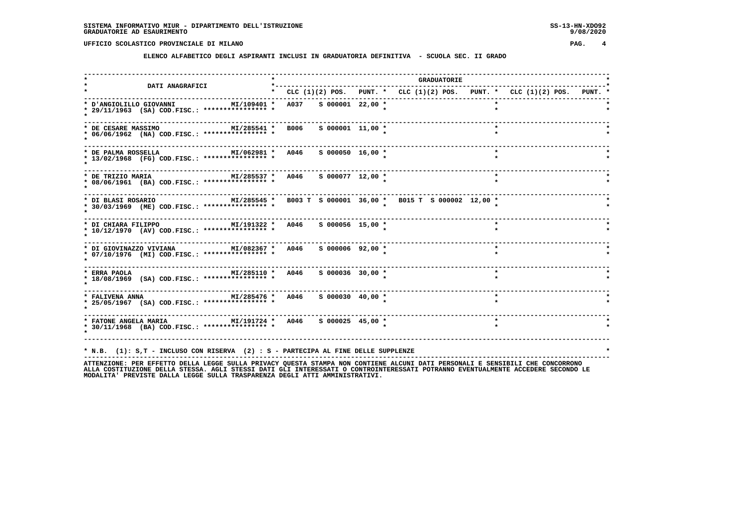SISTEMA INFORMATIVO MIUR - DIPARTIMENTO DELL'ISTRUZIONE
GRADUATORIE AD ESAURIMENTO

UFFICIO SCOLASTICO PROVINCIALE DI MILANO

**ELENCO ALFABETICO DEGLI ASPIRANTI INCLUSI IN GRADUATORIA DEFINITIVA - SCUOLA SEC. II GRADO**

| DATI ANAGRAFICI | | GRADUATORIE | | | | | | | | |
|---|---|---|---|---|---|---|---|---|---|---|
| | | CLC (1)(2) | POS. | PUNT. | CLC (1)(2) | POS. | PUNT. | CLC (1)(2) | POS. | PUNT. |
| D'ANGIOLILLO GIOVANNI<br>29/11/1963 (SA) COD.FISC.: **************** | MI/109401 | A037 | S 000001 | 22,00 | | | | | | |
| DE CESARE MASSIMO<br>06/06/1962 (NA) COD.FISC.: **************** | MI/285541 | B006 | S 000001 | 11,00 | | | | | | |
| DE PALMA ROSSELLA<br>13/02/1968 (FG) COD.FISC.: **************** | MI/062981 | A046 | S 000050 | 16,00 | | | | | | |
| DE TRIZIO MARIA<br>08/06/1961 (BA) COD.FISC.: **************** | MI/285537 | A046 | S 000077 | 12,00 | | | | | | |
| DI BLASI ROSARIO<br>30/03/1969 (ME) COD.FISC.: **************** | MI/285545 | B003 T | S 000001 | 36,00 | B015 T | S 000002 | 12,00 | | | |
| DI CHIARA FILIPPO<br>10/12/1970 (AV) COD.FISC.: **************** | MI/191322 | A046 | S 000056 | 15,00 | | | | | | |
| DI GIOVINAZZO VIVIANA<br>07/10/1976 (MI) COD.FISC.: **************** | MI/082367 | A046 | S 000006 | 92,00 | | | | | | |
| ERRA PAOLA<br>18/08/1969 (SA) COD.FISC.: **************** | MI/285110 | A046 | S 000036 | 30,00 | | | | | | |
| FALIVENA ANNA<br>25/05/1967 (SA) COD.FISC.: **************** | MI/285476 | A046 | S 000030 | 40,00 | | | | | | |
| FATONE ANGELA MARIA<br>30/11/1968 (BA) COD.FISC.: **************** | MI/191724 | A046 | S 000025 | 45,00 | | | | | | |

N.B. (1): S,T - INCLUSO CON RISERVA (2) : S - PARTECIPA AL FINE DELLE SUPPLENZE

ATTENZIONE: PER EFFETTO DELLA LEGGE SULLA PRIVACY QUESTA STAMPA NON CONTIENE ALCUNI DATI PERSONALI E SENSIBILI CHE CONCORRONO ALLA COSTITUZIONE DELLA STESSA. AGLI STESSI DATI GLI INTERESSATI O CONTROINTERESSATI POTRANNO EVENTUALMENTE ACCEDERE SECONDO LE MODALITA' PREVISTE DALLA LEGGE SULLA TRASPARENZA DEGLI ATTI AMMINISTRATIVI.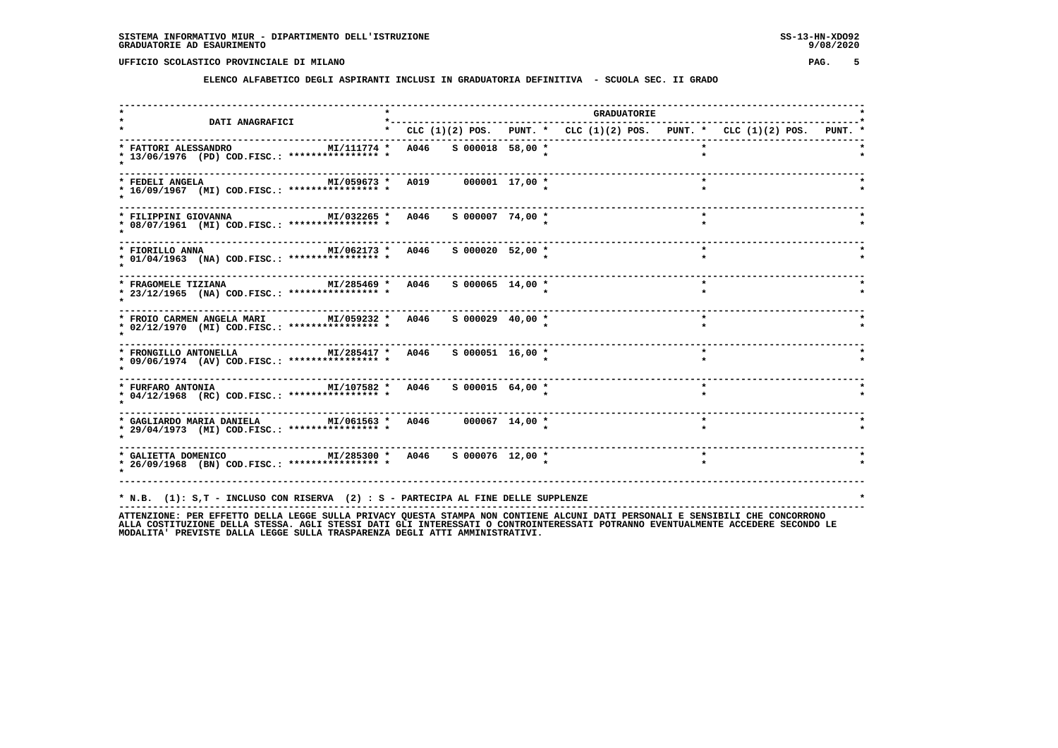SISTEMA INFORMATIVO MIUR - DIPARTIMENTO DELL'ISTRUZIONE
GRADUATORIE AD ESAURIMENTO

UFFICIO SCOLASTICO PROVINCIALE DI MILANO

**ELENCO ALFABETICO DEGLI ASPIRANTI INCLUSI IN GRADUATORIA DEFINITIVA - SCUOLA SEC. II GRADO**

| DATI ANAGRAFICI | | CLC | (1)(2) POS. | PUNT. | CLC | (1)(2) POS. | PUNT. | CLC | (1)(2) POS. | PUNT. |
|---|---|---|---|---|---|---|---|---|---|---|
| FATTORI ALESSANDRO 13/06/1976 (PD) COD.FISC.: **************** | MI/111774 | A046 | S 000018 | 58,00 | | | | | | |
| FEDELI ANGELA 16/09/1967 (MI) COD.FISC.: **************** | MI/059673 | A019 | 000001 | 17,00 | | | | | | |
| FILIPPINI GIOVANNA 08/07/1961 (MI) COD.FISC.: **************** | MI/032265 | A046 | S 000007 | 74,00 | | | | | | |
| FIORILLO ANNA 01/04/1963 (NA) COD.FISC.: **************** | MI/062173 | A046 | S 000020 | 52,00 | | | | | | |
| FRAGOMELE TIZIANA 23/12/1965 (NA) COD.FISC.: **************** | MI/285469 | A046 | S 000065 | 14,00 | | | | | | |
| FROIO CARMEN ANGELA MARI 02/12/1970 (MI) COD.FISC.: **************** | MI/059232 | A046 | S 000029 | 40,00 | | | | | | |
| FRONGILLO ANTONELLA 09/06/1974 (AV) COD.FISC.: **************** | MI/285417 | A046 | S 000051 | 16,00 | | | | | | |
| FURFARO ANTONIA 04/12/1968 (RC) COD.FISC.: **************** | MI/107582 | A046 | S 000015 | 64,00 | | | | | | |
| GAGLIARDO MARIA DANIELA 29/04/1973 (MI) COD.FISC.: **************** | MI/061563 | A046 | 000067 | 14,00 | | | | | | |
| GALIETTA DOMENICO 26/09/1968 (BN) COD.FISC.: **************** | MI/285300 | A046 | S 000076 | 12,00 | | | | | | |

N.B. (1): S,T - INCLUSO CON RISERVA (2) : S - PARTECIPA AL FINE DELLE SUPPLENZE

ATTENZIONE: PER EFFETTO DELLA LEGGE SULLA PRIVACY QUESTA STAMPA NON CONTIENE ALCUNI DATI PERSONALI E SENSIBILI CHE CONCORRONO ALLA COSTITUZIONE DELLA STESSA. AGLI STESSI DATI GLI INTERESSATI O CONTROINTERESSATI POTRANNO EVENTUALMENTE ACCEDERE SECONDO LE MODALITA' PREVISTE DALLA LEGGE SULLA TRASPARENZA DEGLI ATTI AMMINISTRATIVI.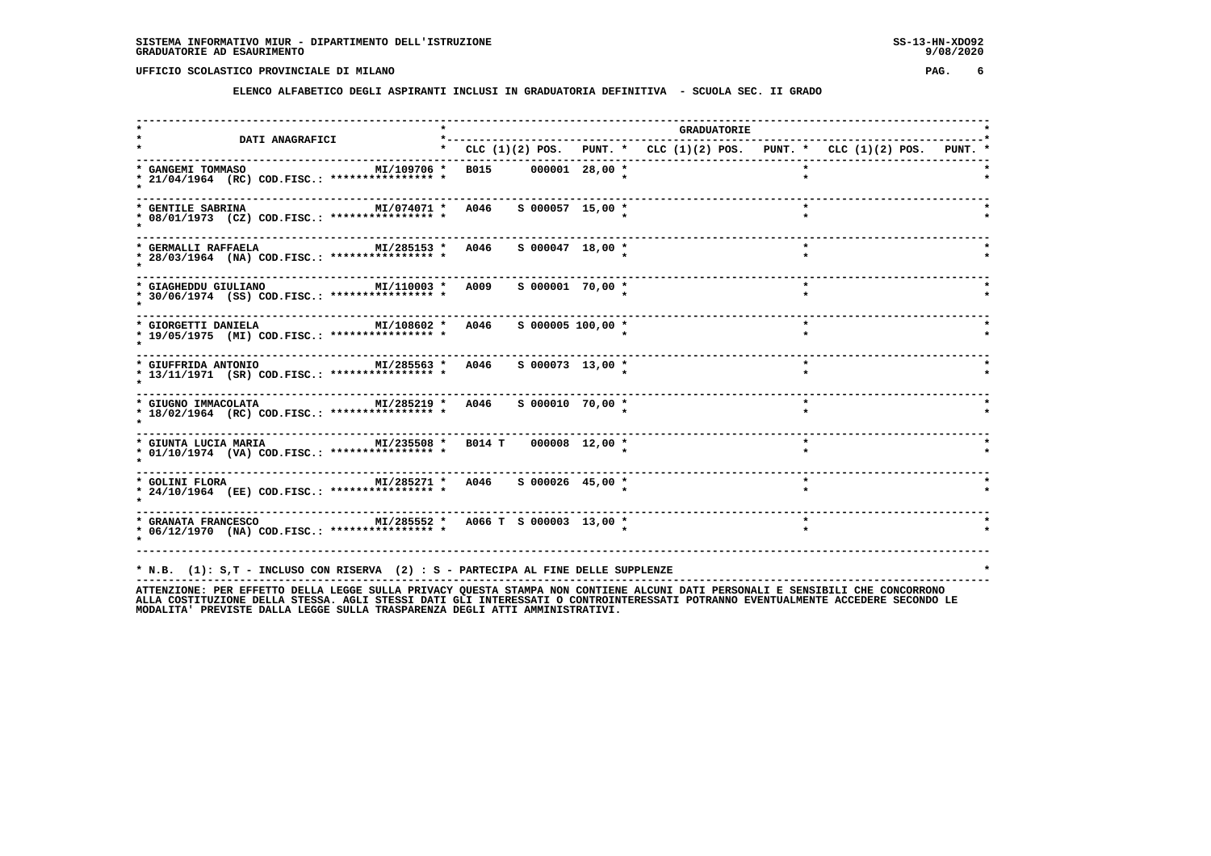SISTEMA INFORMATIVO MIUR - DIPARTIMENTO DELL'ISTRUZIONE
GRADUATORIE AD ESAURIMENTO

UFFICIO SCOLASTICO PROVINCIALE DI MILANO

## ELENCO ALFABETICO DEGLI ASPIRANTI INCLUSI IN GRADUATORIA DEFINITIVA - SCUOLA SEC. II GRADO

| DATI ANAGRAFICI | | GRADUATORIE | | | | | | | | |
|---|---|---|---|---|---|---|---|---|---|---|
| | | CLC | (1)(2) POS. | PUNT. | CLC | (1)(2) POS. | PUNT. | CLC | (1)(2) POS. | PUNT. |
| GANGEMI TOMMASO 21/04/1964 (RC) COD.FISC.: **************** | MI/109706 | B015 | 000001 | 28,00 | | | | | | |
| GENTILE SABRINA 08/01/1973 (CZ) COD.FISC.: **************** | MI/074071 | A046 | S 000057 | 15,00 | | | | | | |
| GERMALLI RAFFAELA 28/03/1964 (NA) COD.FISC.: **************** | MI/285153 | A046 | S 000047 | 18,00 | | | | | | |
| GIAGHEDDU GIULIANO 30/06/1974 (SS) COD.FISC.: **************** | MI/110003 | A009 | S 000001 | 70,00 | | | | | | |
| GIORGETTI DANIELA 19/05/1975 (MI) COD.FISC.: **************** | MI/108602 | A046 | S 000005 | 100,00 | | | | | | |
| GIUFFRIDA ANTONIO 13/11/1971 (SR) COD.FISC.: **************** | MI/285563 | A046 | S 000073 | 13,00 | | | | | | |
| GIUGNO IMMACOLATA 18/02/1964 (RC) COD.FISC.: **************** | MI/285219 | A046 | S 000010 | 70,00 | | | | | | |
| GIUNTA LUCIA MARIA 01/10/1974 (VA) COD.FISC.: **************** | MI/235508 | B014 T | 000008 | 12,00 | | | | | | |
| GOLINI FLORA 24/10/1964 (EE) COD.FISC.: **************** | MI/285271 | A046 | S 000026 | 45,00 | | | | | | |
| GRANATA FRANCESCO 06/12/1970 (NA) COD.FISC.: **************** | MI/285552 | A066 T | S 000003 | 13,00 | | | | | | |

* N.B. (1): S,T - INCLUSO CON RISERVA (2) : S - PARTECIPA AL FINE DELLE SUPPLENZE

ATTENZIONE: PER EFFETTO DELLA LEGGE SULLA PRIVACY QUESTA STAMPA NON CONTIENE ALCUNI DATI PERSONALI E SENSIBILI CHE CONCORRONO ALLA COSTITUZIONE DELLA STESSA. AGLI STESSI DATI GLI INTERESSATI O CONTROINTERESSATI POTRANNO EVENTUALMENTE ACCEDERE SECONDO LE MODALITA' PREVISTE DALLA LEGGE SULLA TRASPARENZA DEGLI ATTI AMMINISTRATIVI.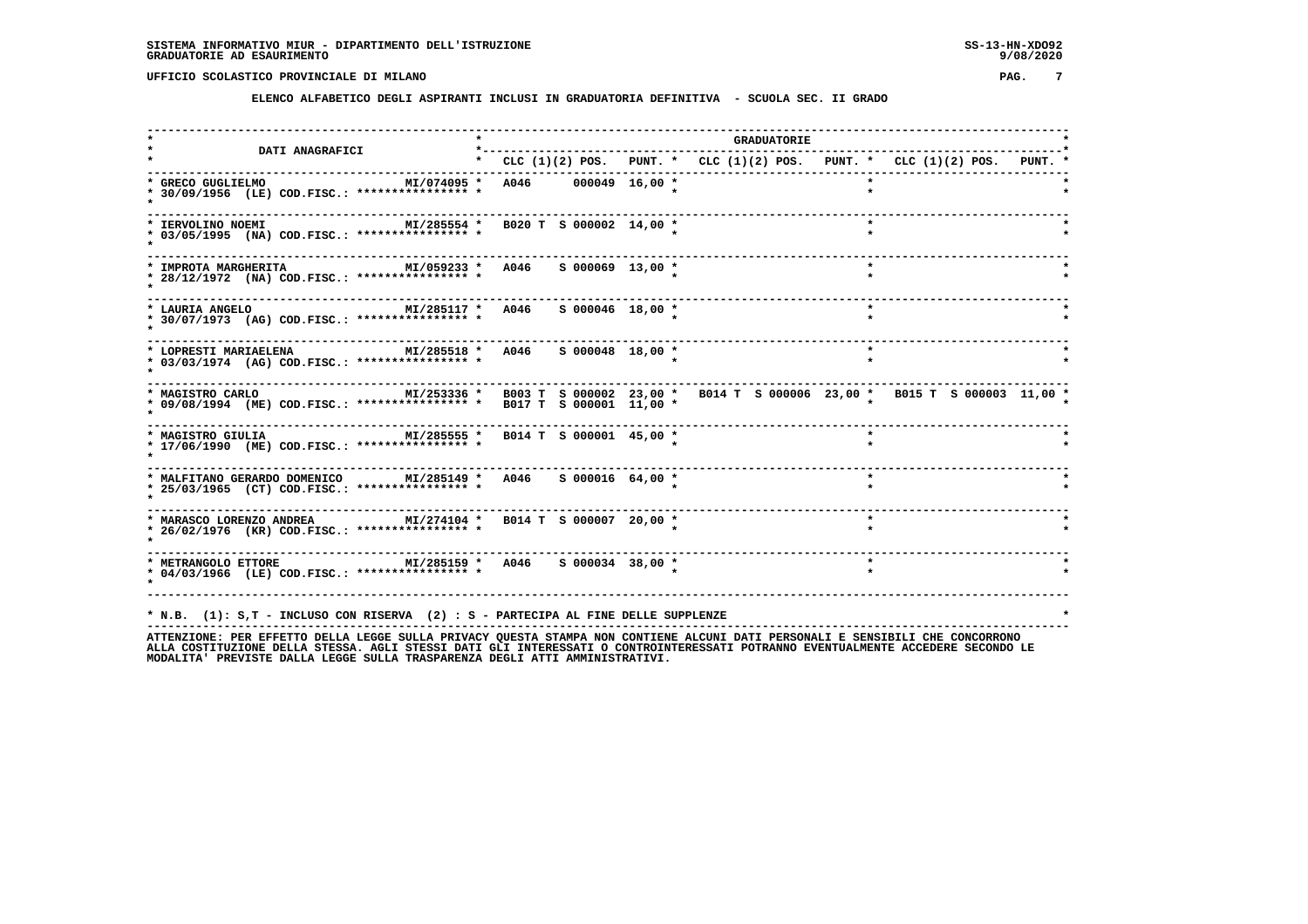SISTEMA INFORMATIVO MIUR - DIPARTIMENTO DELL'ISTRUZIONE
GRADUATORIE AD ESAURIMENTO

UFFICIO SCOLASTICO PROVINCIALE DI MILANO

## ELENCO ALFABETICO DEGLI ASPIRANTI INCLUSI IN GRADUATORIA DEFINITIVA - SCUOLA SEC. II GRADO

| DATI ANAGRAFICI | | CLC (1)(2) POS. | PUNT. | CLC (1)(2) POS. | PUNT. | CLC (1)(2) POS. | PUNT. |
|---|---|---|---|---|---|---|---|
| GRECO GUGLIELMO 30/09/1956 (LE) COD.FISC.: **************** | MI/074095 | A046 000049 | 16,00 | | | | |
| IERVOLINO NOEMI 03/05/1995 (NA) COD.FISC.: **************** | MI/285554 | B020 T S 000002 | 14,00 | | | | |
| IMPROTA MARGHERITA 28/12/1972 (NA) COD.FISC.: **************** | MI/059233 | A046 S 000069 | 13,00 | | | | |
| LAURIA ANGELO 30/07/1973 (AG) COD.FISC.: **************** | MI/285117 | A046 S 000046 | 18,00 | | | | |
| LOPRESTI MARIAELENA 03/03/1974 (AG) COD.FISC.: **************** | MI/285518 | A046 S 000048 | 18,00 | | | | |
| MAGISTRO CARLO 09/08/1994 (ME) COD.FISC.: **************** | MI/253336 | B003 T S 000002<br>B017 T S 000001 | 23,00<br>11,00 | B014 T S 000006 | 23,00 | B015 T S 000003 | 11,00 |
| MAGISTRO GIULIA 17/06/1990 (ME) COD.FISC.: **************** | MI/285555 | B014 T S 000001 | 45,00 | | | | |
| MALFITANO GERARDO DOMENICO 25/03/1965 (CT) COD.FISC.: **************** | MI/285149 | A046 S 000016 | 64,00 | | | | |
| MARASCO LORENZO ANDREA 26/02/1976 (KR) COD.FISC.: **************** | MI/274104 | B014 T S 000007 | 20,00 | | | | |
| METRANGOLO ETTORE 04/03/1966 (LE) COD.FISC.: **************** | MI/285159 | A046 S 000034 | 38,00 | | | | |

* N.B. (1): S,T - INCLUSO CON RISERVA (2) : S - PARTECIPA AL FINE DELLE SUPPLENZE

ATTENZIONE: PER EFFETTO DELLA LEGGE SULLA PRIVACY QUESTA STAMPA NON CONTIENE ALCUNI DATI PERSONALI E SENSIBILI CHE CONCORRONO ALLA COSTITUZIONE DELLA STESSA. AGLI STESSI DATI GLI INTERESSATI O CONTROINTERESSATI POTRANNO EVENTUALMENTE ACCEDERE SECONDO LE MODALITA' PREVISTE DALLA LEGGE SULLA TRASPARENZA DEGLI ATTI AMMINISTRATIVI.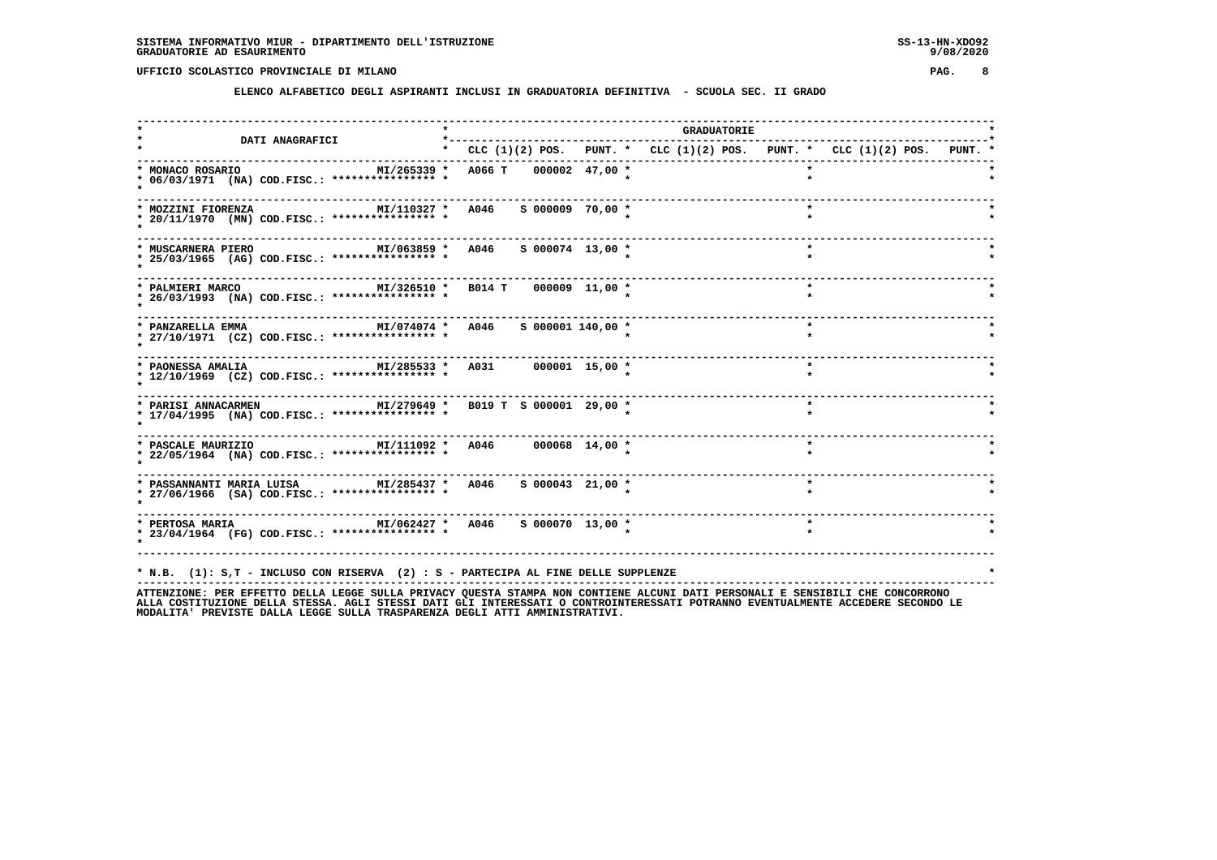SISTEMA INFORMATIVO MIUR - DIPARTIMENTO DELL'ISTRUZIONE
GRADUATORIE AD ESAURIMENTO

UFFICIO SCOLASTICO PROVINCIALE DI MILANO

## ELENCO ALFABETICO DEGLI ASPIRANTI INCLUSI IN GRADUATORIA DEFINITIVA - SCUOLA SEC. II GRADO

| DATI ANAGRAFICI | | GRADUATORIE CLC (1)(2) POS. | PUNT. | CLC (1)(2) POS. | PUNT. | CLC (1)(2) POS. | PUNT. |
|---|---|---|---|---|---|---|---|
| MONACO ROSARIO 06/03/1971 (NA) COD.FISC.: **************** | MI/265339 | A066 T 000002 | 47,00 | | | | |
| MOZZINI FIORENZA 20/11/1970 (MN) COD.FISC.: **************** | MI/110327 | A046 S 000009 | 70,00 | | | | |
| MUSCARNERA PIERO 25/03/1965 (AG) COD.FISC.: **************** | MI/063859 | A046 S 000074 | 13,00 | | | | |
| PALMIERI MARCO 26/03/1993 (NA) COD.FISC.: **************** | MI/326510 | B014 T 000009 | 11,00 | | | | |
| PANZARELLA EMMA 27/10/1971 (CZ) COD.FISC.: **************** | MI/074074 | A046 S 000001 | 140,00 | | | | |
| PAONESSA AMALIA 12/10/1969 (CZ) COD.FISC.: **************** | MI/285533 | A031 000001 | 15,00 | | | | |
| PARISI ANNACARMEN 17/04/1995 (NA) COD.FISC.: **************** | MI/279649 | B019 T S 000001 | 29,00 | | | | |
| PASCALE MAURIZIO 22/05/1964 (NA) COD.FISC.: **************** | MI/111092 | A046 000068 | 14,00 | | | | |
| PASSANNANTI MARIA LUISA 27/06/1966 (SA) COD.FISC.: **************** | MI/285437 | A046 S 000043 | 21,00 | | | | |
| PERTOSA MARIA 23/04/1964 (FG) COD.FISC.: **************** | MI/062427 | A046 S 000070 | 13,00 | | | | |

* N.B. (1): S,T - INCLUSO CON RISERVA (2) : S - PARTECIPA AL FINE DELLE SUPPLENZE

ATTENZIONE: PER EFFETTO DELLA LEGGE SULLA PRIVACY QUESTA STAMPA NON CONTIENE ALCUNI DATI PERSONALI E SENSIBILI CHE CONCORRONO ALLA COSTITUZIONE DELLA STESSA. AGLI STESSI DATI GLI INTERESSATI O CONTROINTERESSATI POTRANNO EVENTUALMENTE ACCEDERE SECONDO LE MODALITA' PREVISTE DALLA LEGGE SULLA TRASPARENZA DEGLI ATTI AMMINISTRATIVI.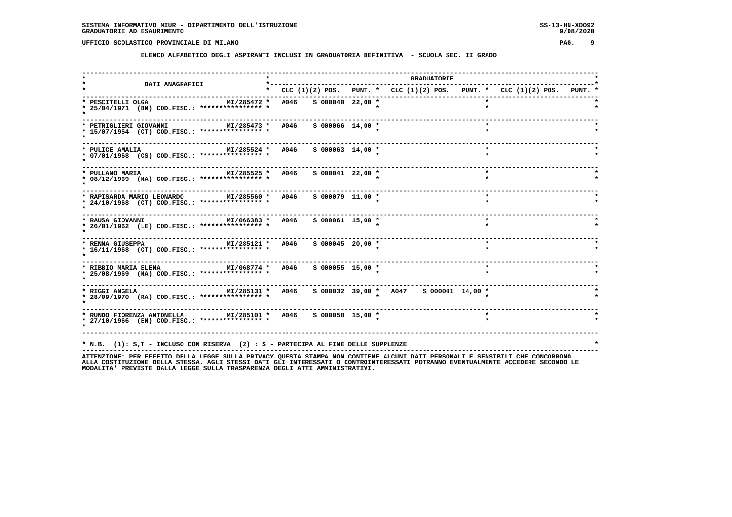SISTEMA INFORMATIVO MIUR - DIPARTIMENTO DELL'ISTRUZIONE
GRADUATORIE AD ESAURIMENTO

UFFICIO SCOLASTICO PROVINCIALE DI MILANO

**ELENCO ALFABETICO DEGLI ASPIRANTI INCLUSI IN GRADUATORIA DEFINITIVA - SCUOLA SEC. II GRADO**

| DATI ANAGRAFICI | | CLC (1)(2) | POS. | PUNT. | CLC (1)(2) | POS. | PUNT. | CLC (1)(2) | POS. | PUNT. |
|---|---|---|---|---|---|---|---|---|---|---|
| PESCITELLI OLGA<br>25/04/1971 (BN) COD.FISC.: **************** | MI/285472 | A046 | S 000040 | 22,00 | | | | | | |
| PETRIGLIERI GIOVANNI<br>15/07/1954 (CT) COD.FISC.: **************** | MI/285473 | A046 | S 000066 | 14,00 | | | | | | |
| PULICE AMALIA<br>07/01/1968 (CS) COD.FISC.: **************** | MI/285524 | A046 | S 000063 | 14,00 | | | | | | |
| PULLANO MARIA<br>08/12/1969 (NA) COD.FISC.: **************** | MI/285525 | A046 | S 000041 | 22,00 | | | | | | |
| RAPISARDA MARIO LEONARDO<br>24/10/1968 (CT) COD.FISC.: **************** | MI/285560 | A046 | S 000079 | 11,00 | | | | | | |
| RAUSA GIOVANNI<br>26/01/1962 (LE) COD.FISC.: **************** | MI/066383 | A046 | S 000061 | 15,00 | | | | | | |
| RENNA GIUSEPPA<br>16/11/1968 (CT) COD.FISC.: **************** | MI/285121 | A046 | S 000045 | 20,00 | | | | | | |
| RIBBIO MARIA ELENA<br>25/08/1969 (NA) COD.FISC.: **************** | MI/068774 | A046 | S 000055 | 15,00 | | | | | | |
| RIGGI ANGELA<br>28/09/1970 (RA) COD.FISC.: **************** | MI/285131 | A046 | S 000032 | 39,00 | A047 | S 000001 | 14,00 | | | |
| RUNDO FIORENZA ANTONELLA<br>27/10/1966 (EN) COD.FISC.: **************** | MI/285101 | A046 | S 000058 | 15,00 | | | | | | |

* N.B. (1): S,T - INCLUSO CON RISERVA (2) : S - PARTECIPA AL FINE DELLE SUPPLENZE

ATTENZIONE: PER EFFETTO DELLA LEGGE SULLA PRIVACY QUESTA STAMPA NON CONTIENE ALCUNI DATI PERSONALI E SENSIBILI CHE CONCORRONO ALLA COSTITUZIONE DELLA STESSA. AGLI STESSI DATI GLI INTERESSATI O CONTROINTERESSATI POTRANNO EVENTUALMENTE ACCEDERE SECONDO LE MODALITA' PREVISTE DALLA LEGGE SULLA TRASPARENZA DEGLI ATTI AMMINISTRATIVI.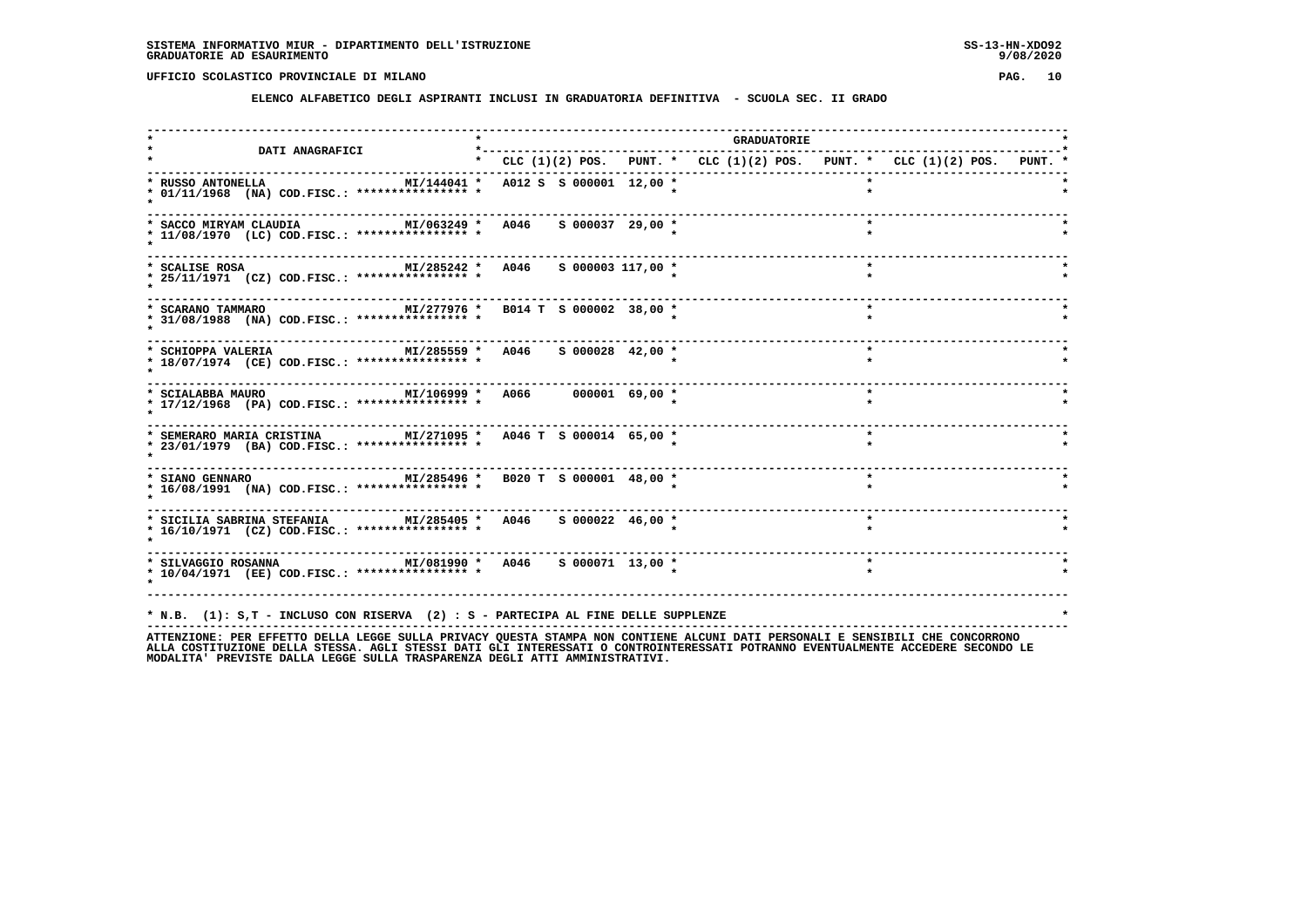SISTEMA INFORMATIVO MIUR - DIPARTIMENTO DELL'ISTRUZIONE
GRADUATORIE AD ESAURIMENTO

UFFICIO SCOLASTICO PROVINCIALE DI MILANO

**ELENCO ALFABETICO DEGLI ASPIRANTI INCLUSI IN GRADUATORIA DEFINITIVA - SCUOLA SEC. II GRADO**

| DATI ANAGRAFICI | | GRADUATORIE | | | | | | | | | | | |
|---|---|---|---|---|---|---|---|---|---|---|---|---|---|
| | | CLC | (1)(2) | POS. | PUNT. | CLC | (1)(2) | POS. | PUNT. | CLC | (1)(2) | POS. | PUNT. |
| RUSSO ANTONELLA<br>01/11/1968 (NA) COD.FISC.: **************** | MI/144041 | A012 | S S | 000001 | 12,00 | | | | | | | | |
| SACCO MIRYAM CLAUDIA<br>11/08/1970 (LC) COD.FISC.: **************** | MI/063249 | A046 | S | 000037 | 29,00 | | | | | | | | |
| SCALISE ROSA<br>25/11/1971 (CZ) COD.FISC.: **************** | MI/285242 | A046 | S | 000003 | 117,00 | | | | | | | | |
| SCARANO TAMMARO<br>31/08/1988 (NA) COD.FISC.: **************** | MI/277976 | B014 | T S | 000002 | 38,00 | | | | | | | | |
| SCHIOPPA VALERIA<br>18/07/1974 (CE) COD.FISC.: **************** | MI/285559 | A046 | S | 000028 | 42,00 | | | | | | | | |
| SCIALABBA MAURO<br>17/12/1968 (PA) COD.FISC.: **************** | MI/106999 | A066 | | 000001 | 69,00 | | | | | | | | |
| SEMERARO MARIA CRISTINA<br>23/01/1979 (BA) COD.FISC.: **************** | MI/271095 | A046 | T S | 000014 | 65,00 | | | | | | | | |
| SIANO GENNARO<br>16/08/1991 (NA) COD.FISC.: **************** | MI/285496 | B020 | T S | 000001 | 48,00 | | | | | | | | |
| SICILIA SABRINA STEFANIA<br>16/10/1971 (CZ) COD.FISC.: **************** | MI/285405 | A046 | S | 000022 | 46,00 | | | | | | | | |
| SILVAGGIO ROSANNA<br>10/04/1971 (EE) COD.FISC.: **************** | MI/081990 | A046 | S | 000071 | 13,00 | | | | | | | | |

N.B. (1): S,T - INCLUSO CON RISERVA (2) : S - PARTECIPA AL FINE DELLE SUPPLENZE

ATTENZIONE: PER EFFETTO DELLA LEGGE SULLA PRIVACY QUESTA STAMPA NON CONTIENE ALCUNI DATI PERSONALI E SENSIBILI CHE CONCORRONO ALLA COSTITUZIONE DELLA STESSA. AGLI STESSI DATI GLI INTERESSATI O CONTROINTERESSATI POTRANNO EVENTUALMENTE ACCEDERE SECONDO LE MODALITA' PREVISTE DALLA LEGGE SULLA TRASPARENZA DEGLI ATTI AMMINISTRATIVI.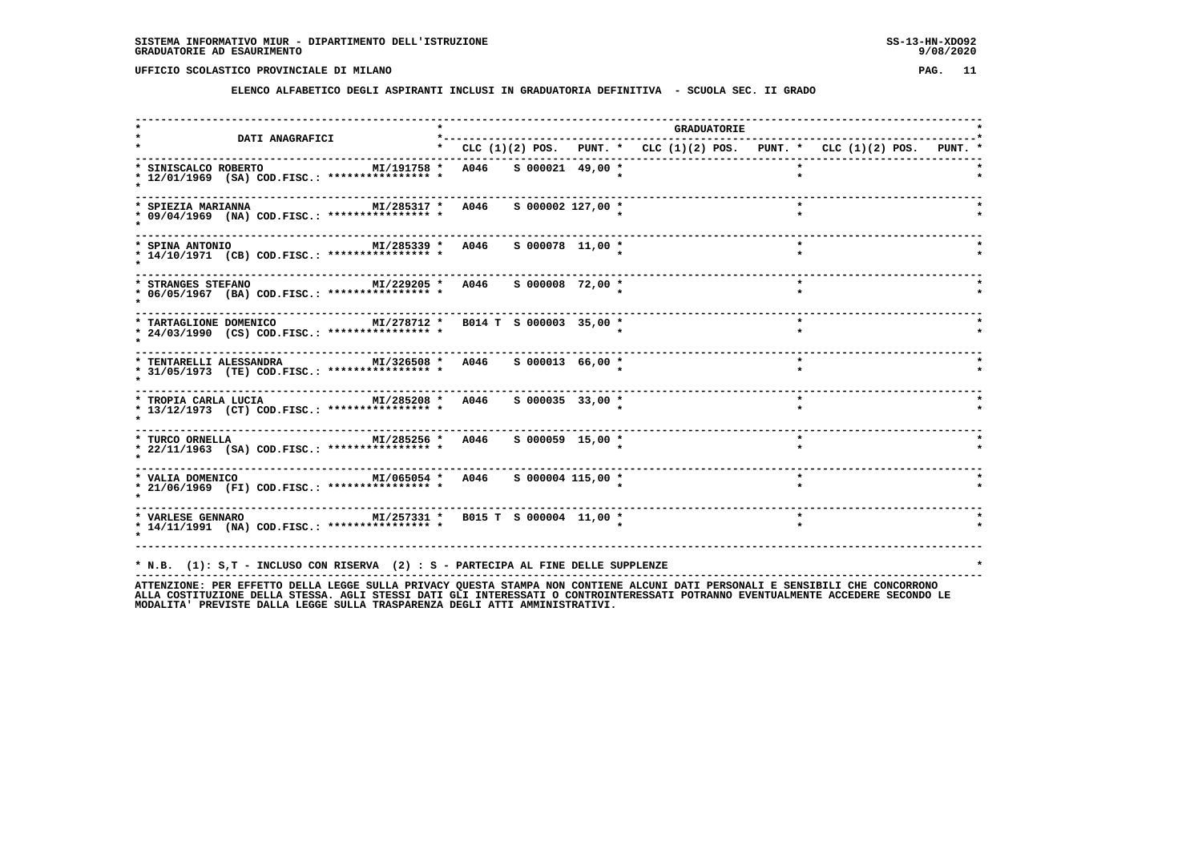SISTEMA INFORMATIVO MIUR - DIPARTIMENTO DELL'ISTRUZIONE
GRADUATORIE AD ESAURIMENTO

UFFICIO SCOLASTICO PROVINCIALE DI MILANO

**ELENCO ALFABETICO DEGLI ASPIRANTI INCLUSI IN GRADUATORIA DEFINITIVA - SCUOLA SEC. II GRADO**

| DATI ANAGRAFICI | | GRADUATORIE | | | | | | | | |
|---|---|---|---|---|---|---|---|---|---|---|
| | | CLC | (1)(2) POS. | PUNT. | CLC | (1)(2) POS. | PUNT. | CLC | (1)(2) POS. | PUNT. |
| SINISCALCO ROBERTO 12/01/1969 (SA) COD.FISC.: **************** | MI/191758 | A046 | S 000021 | 49,00 | | | | | | |
| SPIEZIA MARIANNA 09/04/1969 (NA) COD.FISC.: **************** | MI/285317 | A046 | S 000002 | 127,00 | | | | | | |
| SPINA ANTONIO 14/10/1971 (CB) COD.FISC.: **************** | MI/285339 | A046 | S 000078 | 11,00 | | | | | | |
| STRANGES STEFANO 06/05/1967 (BA) COD.FISC.: **************** | MI/229205 | A046 | S 000008 | 72,00 | | | | | | |
| TARTAGLIONE DOMENICO 24/03/1990 (CS) COD.FISC.: **************** | MI/278712 | B014 | T S 000003 | 35,00 | | | | | | |
| TENTARELLI ALESSANDRA 31/05/1973 (TE) COD.FISC.: **************** | MI/326508 | A046 | S 000013 | 66,00 | | | | | | |
| TROPIA CARLA LUCIA 13/12/1973 (CT) COD.FISC.: **************** | MI/285208 | A046 | S 000035 | 33,00 | | | | | | |
| TURCO ORNELLA 22/11/1963 (SA) COD.FISC.: **************** | MI/285256 | A046 | S 000059 | 15,00 | | | | | | |
| VALIA DOMENICO 21/06/1969 (FI) COD.FISC.: **************** | MI/065054 | A046 | S 000004 | 115,00 | | | | | | |
| VARLESE GENNARO 14/11/1991 (NA) COD.FISC.: **************** | MI/257331 | B015 | T S 000004 | 11,00 | | | | | | |

* N.B. (1): S,T - INCLUSO CON RISERVA (2) : S - PARTECIPA AL FINE DELLE SUPPLENZE

ATTENZIONE: PER EFFETTO DELLA LEGGE SULLA PRIVACY QUESTA STAMPA NON CONTIENE ALCUNI DATI PERSONALI E SENSIBILI CHE CONCORRONO ALLA COSTITUZIONE DELLA STESSA. AGLI STESSI DATI GLI INTERESSATI O CONTROINTERESSATI POTRANNO EVENTUALMENTE ACCEDERE SECONDO LE MODALITA' PREVISTE DALLA LEGGE SULLA TRASPARENZA DEGLI ATTI AMMINISTRATIVI.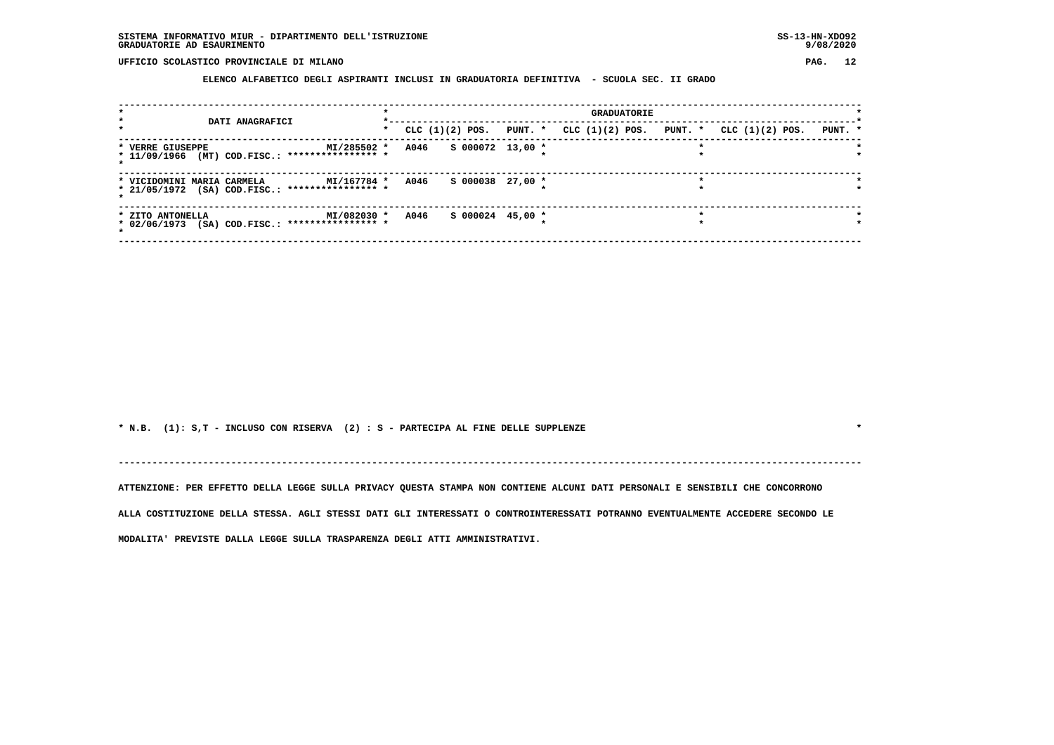SISTEMA INFORMATIVO MIUR - DIPARTIMENTO DELL'ISTRUZIONE
GRADUATORIE AD ESAURIMENTO

UFFICIO SCOLASTICO PROVINCIALE DI MILANO

**ELENCO ALFABETICO DEGLI ASPIRANTI INCLUSI IN GRADUATORIA DEFINITIVA - SCUOLA SEC. II GRADO**

| DATI ANAGRAFICI | | GRADUATORIE | | | | | | | | |
|---|---|---|---|---|---|---|---|---|---|---|
| | | CLC | (1)(2) POS. | PUNT. | CLC | (1)(2) POS. | PUNT. | CLC | (1)(2) POS. | PUNT. |
| VERRE GIUSEPPE<br>11/09/1966 (MT) COD.FISC.: **************** | MI/285502 | A046 | S 000072 | 13,00 | | | | | | |
| VICIDOMINI MARIA CARMELA<br>21/05/1972 (SA) COD.FISC.: **************** | MI/167784 | A046 | S 000038 | 27,00 | | | | | | |
| ZITO ANTONELLA<br>02/06/1973 (SA) COD.FISC.: **************** | MI/082030 | A046 | S 000024 | 45,00 | | | | | | |

* N.B. (1): S,T - INCLUSO CON RISERVA (2) : S - PARTECIPA AL FINE DELLE SUPPLENZE *

ATTENZIONE: PER EFFETTO DELLA LEGGE SULLA PRIVACY QUESTA STAMPA NON CONTIENE ALCUNI DATI PERSONALI E SENSIBILI CHE CONCORRONO

ALLA COSTITUZIONE DELLA STESSA. AGLI STESSI DATI GLI INTERESSATI O CONTROINTERESSATI POTRANNO EVENTUALMENTE ACCEDERE SECONDO LE

MODALITA' PREVISTE DALLA LEGGE SULLA TRASPARENZA DEGLI ATTI AMMINISTRATIVI.